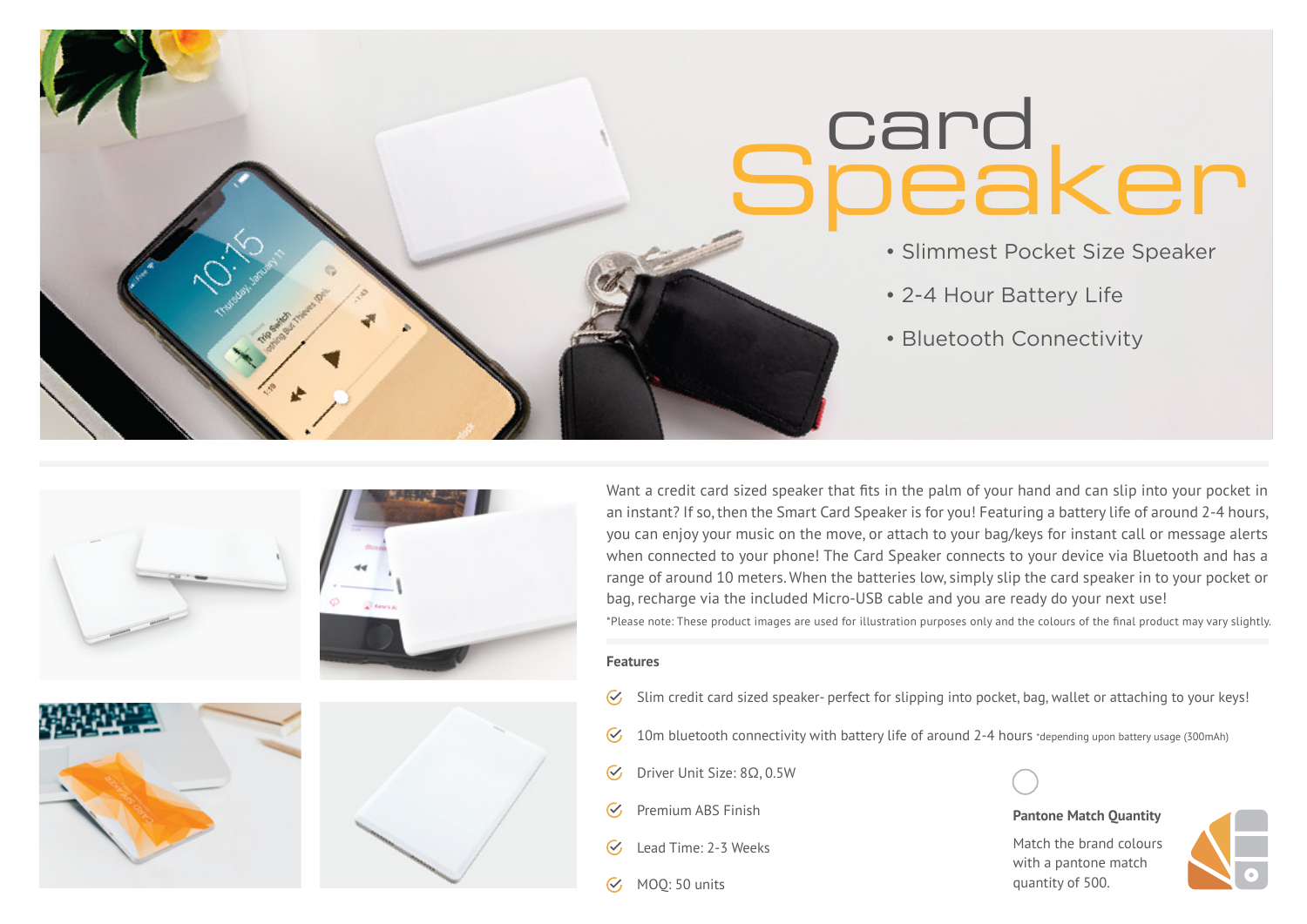# card Speaker

- Slimmest Pocket Size Speaker
- 2-4 Hour Battery Life
- Bluetooth Connectivity

Want a credit card sized speaker that fits in the palm of your hand and can slip into your pocket in an instant? If so, then the Smart Card Speaker is for you! Featuring a battery life of around 2-4 hours, you can enjoy your music on the move, or attach to your bag/keys for instant call or message alerts when connected to your phone! The Card Speaker connects to your device via Bluetooth and has a range of around 10 meters. When the batteries low, simply slip the card speaker in to your pocket or bag, recharge via the included Micro-USB cable and you are ready do your next use!

*Please note: These product images are used for illustration purposes only and the colours of the final product may vary slightly.

## Features

- Slim credit card sized speaker- perfect for slipping into pocket, bag, wallet or attaching to your keys!
- 10m bluetooth connectivity with battery life of around 2-4 hours *depending upon battery usage (300mAh)
- Driver Unit Size: 8Ω, 0.5W
- Premium ABS Finish
- Lead Time: 2-3 Weeks
- MOQ: 50 units

**Pantone Match Quantity**

Match the brand colours with a pantone match quantity of 500.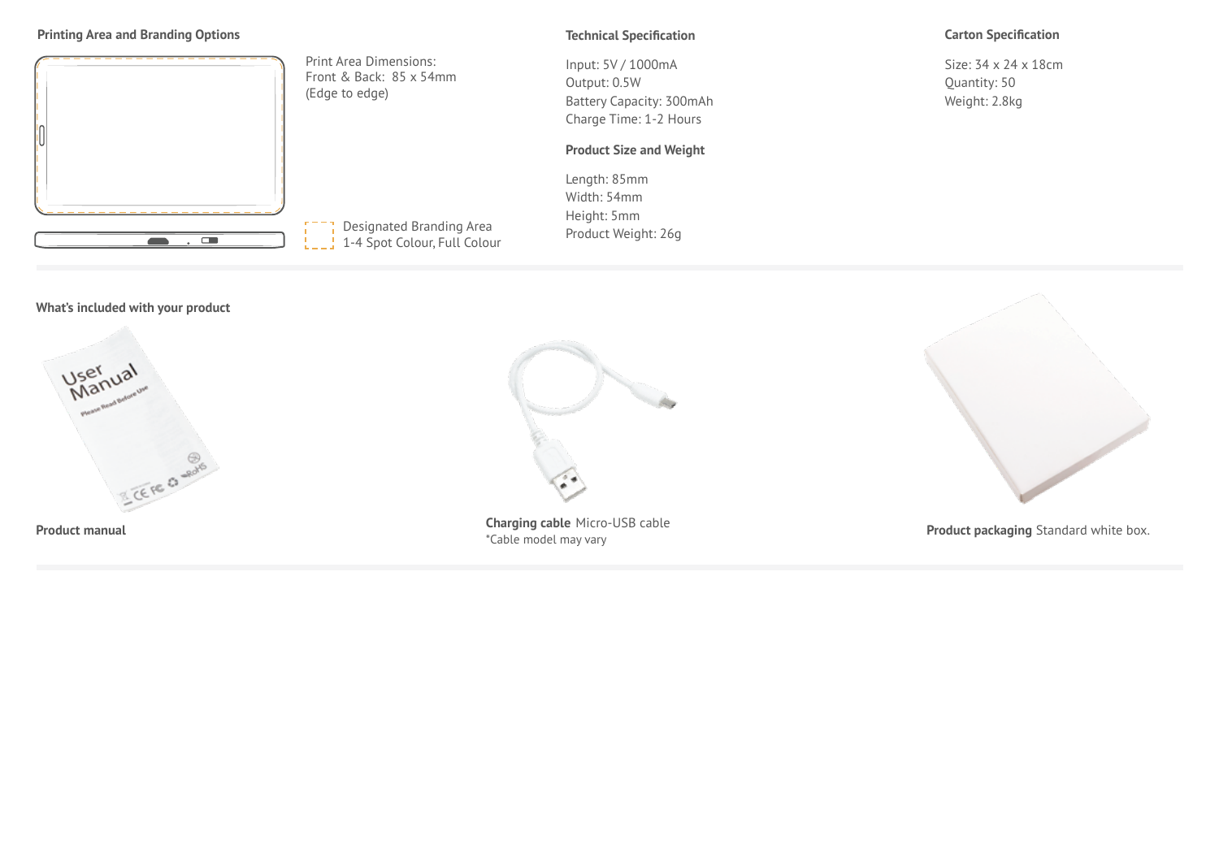## Printing Area and Branding Options

Print Area Dimensions:
Front & Back: 85 x 54mm
(Edge to edge)

Designated Branding Area
1-4 Spot Colour, Full Colour

## Technical Specification

Input: 5V / 1000mA
Output: 0.5W
Battery Capacity: 300mAh
Charge Time: 1-2 Hours

## Product Size and Weight

Length: 85mm
Width: 54mm
Height: 5mm
Product Weight: 26g

## Carton Specification

Size: 34 x 24 x 18cm
Quantity: 50
Weight: 2.8kg

## What's included with your product

**Product manual**

**Charging cable** Micro-USB cable
*Cable model may vary

**Product packaging** Standard white box.